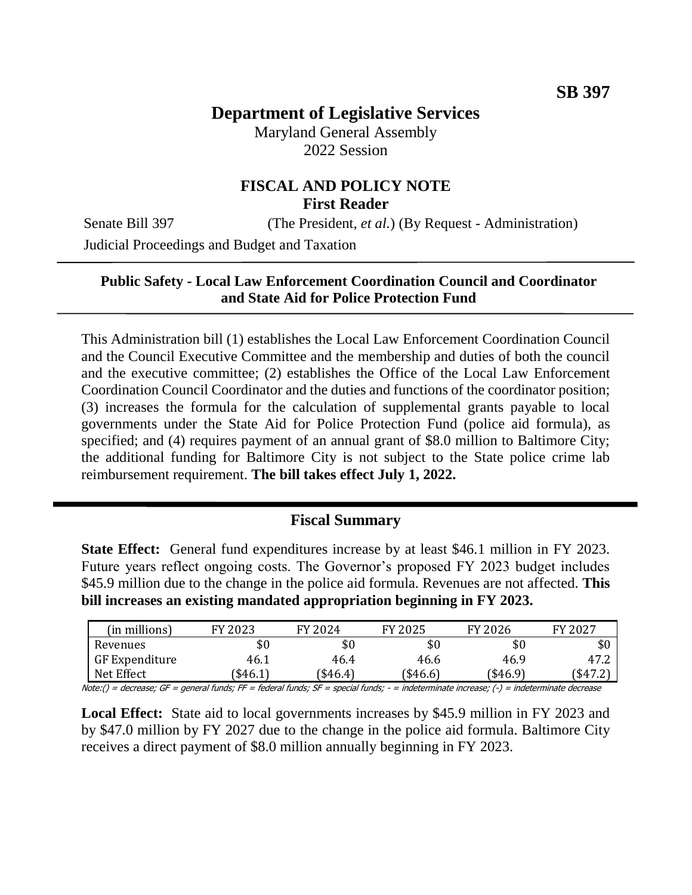**SB 397**

# Department of Legislative Services

Maryland General Assembly
2022 Session

## FISCAL AND POLICY NOTE
**First Reader**

Senate Bill 397 (The President, *et al.*) (By Request - Administration)

Judicial Proceedings and Budget and Taxation

---

**Public Safety - Local Law Enforcement Coordination Council and Coordinator and State Aid for Police Protection Fund**

---

This Administration bill (1) establishes the Local Law Enforcement Coordination Council and the Council Executive Committee and the membership and duties of both the council and the executive committee; (2) establishes the Office of the Local Law Enforcement Coordination Council Coordinator and the duties and functions of the coordinator position; (3) increases the formula for the calculation of supplemental grants payable to local governments under the State Aid for Police Protection Fund (police aid formula), as specified; and (4) requires payment of an annual grant of $8.0 million to Baltimore City; the additional funding for Baltimore City is not subject to the State police crime lab reimbursement requirement. **The bill takes effect July 1, 2022.**

---

## Fiscal Summary

**State Effect:** General fund expenditures increase by at least $46.1 million in FY 2023. Future years reflect ongoing costs. The Governor's proposed FY 2023 budget includes $45.9 million due to the change in the police aid formula. Revenues are not affected. **This bill increases an existing mandated appropriation beginning in FY 2023.**

| (in millions) | FY 2023 | FY 2024 | FY 2025 | FY 2026 | FY 2027 |
|---|---|---|---|---|---|
| Revenues | $0 | $0 | $0 | $0 | $0 |
| GF Expenditure | 46.1 | 46.4 | 46.6 | 46.9 | 47.2 |
| Net Effect | ($46.1) | ($46.4) | ($46.6) | ($46.9) | ($47.2) |

Note:() = decrease; GF = general funds; FF = federal funds; SF = special funds; - = indeterminate increase; (-) = indeterminate decrease

**Local Effect:** State aid to local governments increases by $45.9 million in FY 2023 and by $47.0 million by FY 2027 due to the change in the police aid formula. Baltimore City receives a direct payment of $8.0 million annually beginning in FY 2023.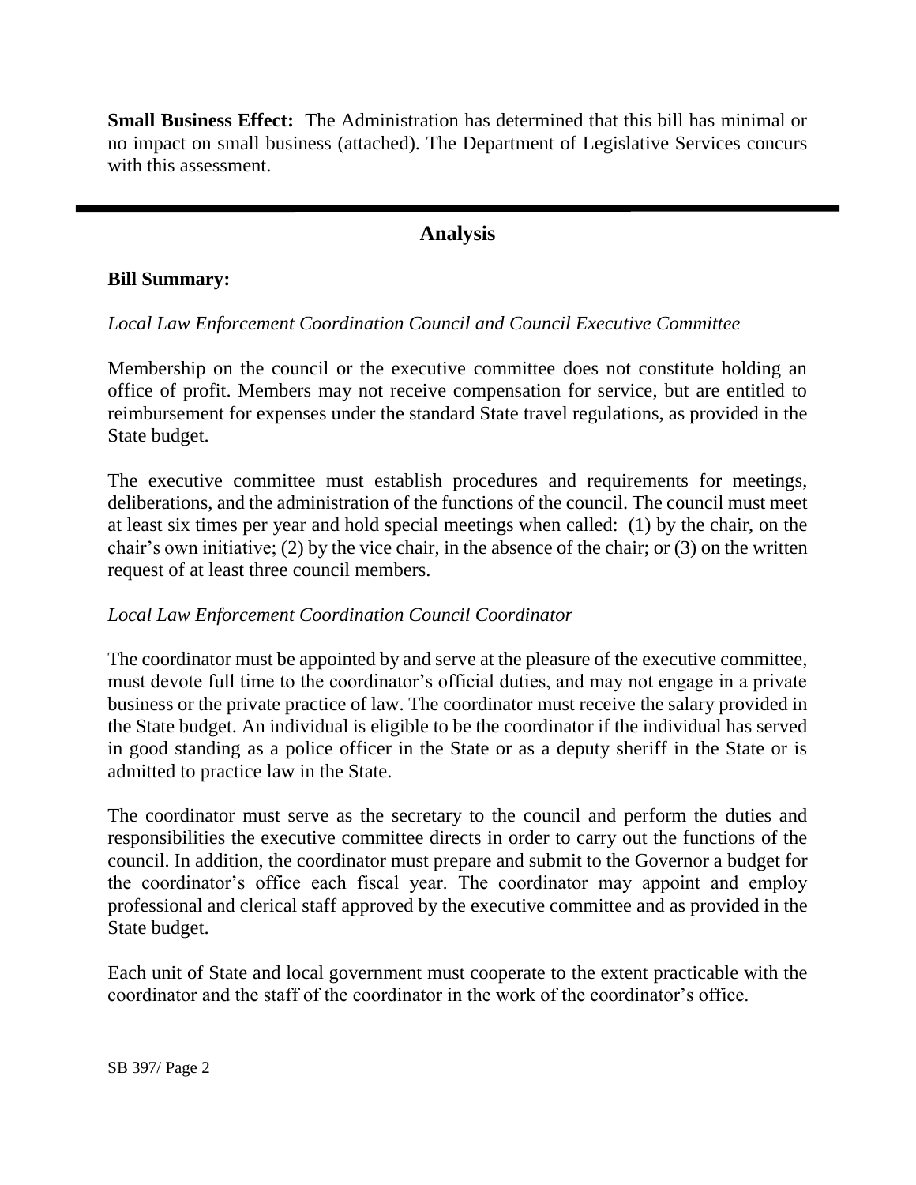**Small Business Effect:** The Administration has determined that this bill has minimal or no impact on small business (attached). The Department of Legislative Services concurs with this assessment.

---

## Analysis

**Bill Summary:**

*Local Law Enforcement Coordination Council and Council Executive Committee*

Membership on the council or the executive committee does not constitute holding an office of profit. Members may not receive compensation for service, but are entitled to reimbursement for expenses under the standard State travel regulations, as provided in the State budget.

The executive committee must establish procedures and requirements for meetings, deliberations, and the administration of the functions of the council. The council must meet at least six times per year and hold special meetings when called: (1) by the chair, on the chair's own initiative; (2) by the vice chair, in the absence of the chair; or (3) on the written request of at least three council members.

*Local Law Enforcement Coordination Council Coordinator*

The coordinator must be appointed by and serve at the pleasure of the executive committee, must devote full time to the coordinator's official duties, and may not engage in a private business or the private practice of law. The coordinator must receive the salary provided in the State budget. An individual is eligible to be the coordinator if the individual has served in good standing as a police officer in the State or as a deputy sheriff in the State or is admitted to practice law in the State.

The coordinator must serve as the secretary to the council and perform the duties and responsibilities the executive committee directs in order to carry out the functions of the council. In addition, the coordinator must prepare and submit to the Governor a budget for the coordinator's office each fiscal year. The coordinator may appoint and employ professional and clerical staff approved by the executive committee and as provided in the State budget.

Each unit of State and local government must cooperate to the extent practicable with the coordinator and the staff of the coordinator in the work of the coordinator's office.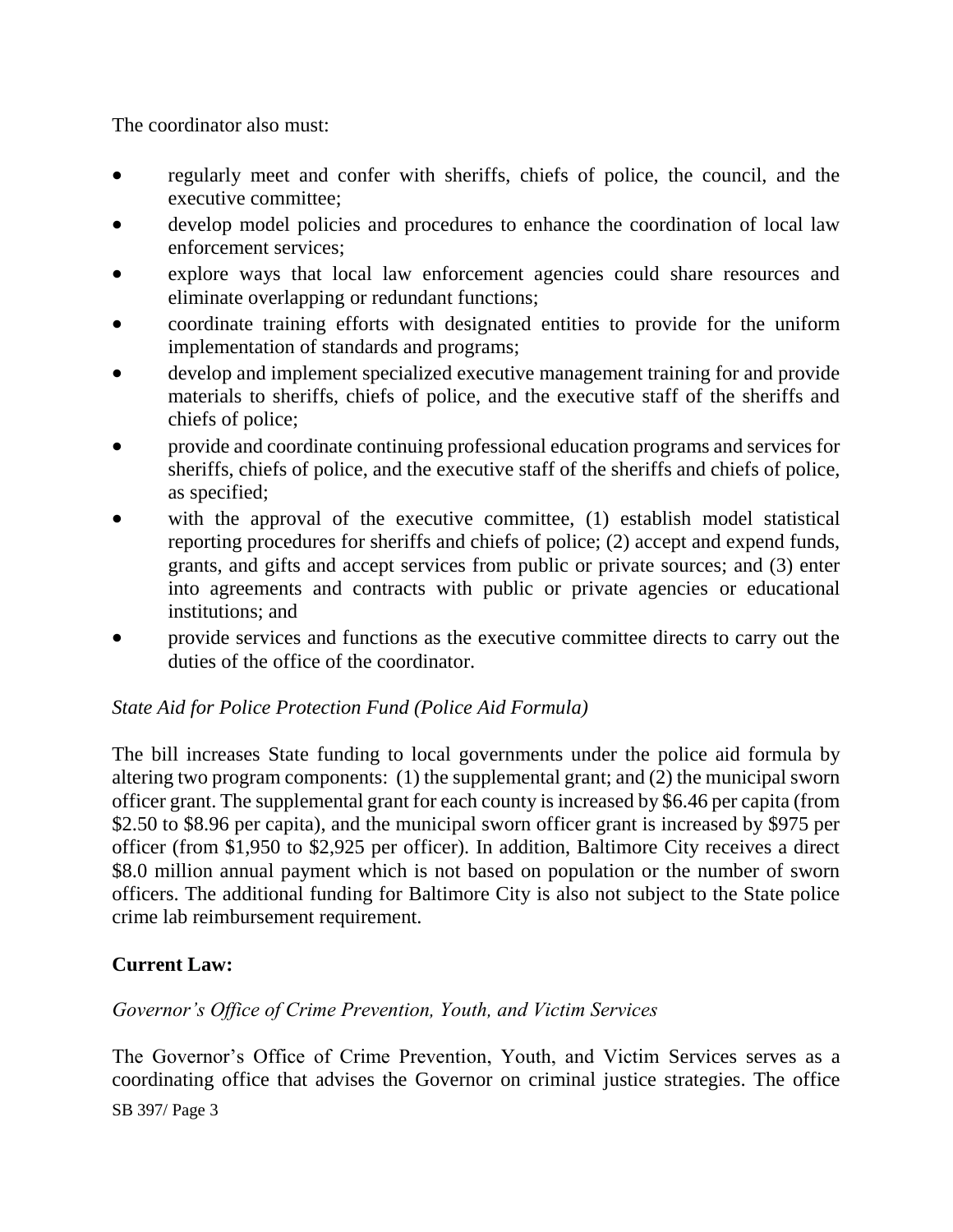The coordinator also must:

- regularly meet and confer with sheriffs, chiefs of police, the council, and the executive committee;
- develop model policies and procedures to enhance the coordination of local law enforcement services;
- explore ways that local law enforcement agencies could share resources and eliminate overlapping or redundant functions;
- coordinate training efforts with designated entities to provide for the uniform implementation of standards and programs;
- develop and implement specialized executive management training for and provide materials to sheriffs, chiefs of police, and the executive staff of the sheriffs and chiefs of police;
- provide and coordinate continuing professional education programs and services for sheriffs, chiefs of police, and the executive staff of the sheriffs and chiefs of police, as specified;
- with the approval of the executive committee, (1) establish model statistical reporting procedures for sheriffs and chiefs of police; (2) accept and expend funds, grants, and gifts and accept services from public or private sources; and (3) enter into agreements and contracts with public or private agencies or educational institutions; and
- provide services and functions as the executive committee directs to carry out the duties of the office of the coordinator.

*State Aid for Police Protection Fund (Police Aid Formula)*

The bill increases State funding to local governments under the police aid formula by altering two program components: (1) the supplemental grant; and (2) the municipal sworn officer grant. The supplemental grant for each county is increased by $6.46 per capita (from $2.50 to $8.96 per capita), and the municipal sworn officer grant is increased by $975 per officer (from $1,950 to $2,925 per officer). In addition, Baltimore City receives a direct $8.0 million annual payment which is not based on population or the number of sworn officers. The additional funding for Baltimore City is also not subject to the State police crime lab reimbursement requirement.

**Current Law:**

*Governor's Office of Crime Prevention, Youth, and Victim Services*

The Governor's Office of Crime Prevention, Youth, and Victim Services serves as a coordinating office that advises the Governor on criminal justice strategies. The office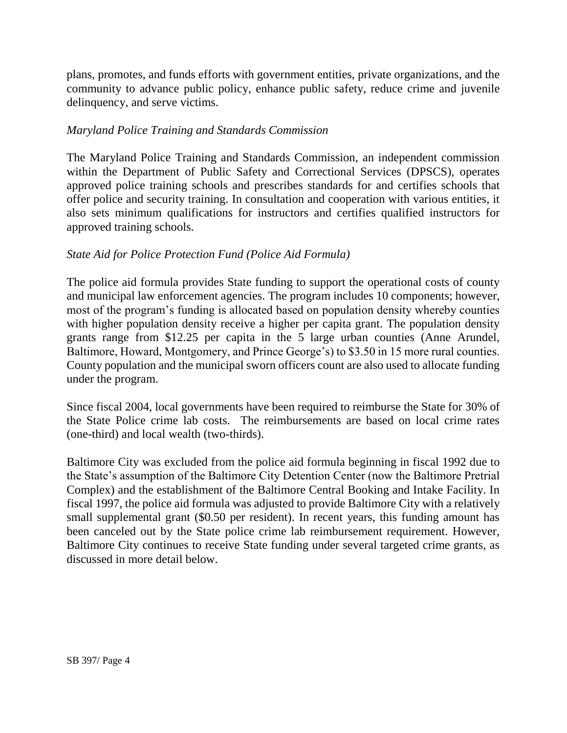plans, promotes, and funds efforts with government entities, private organizations, and the community to advance public policy, enhance public safety, reduce crime and juvenile delinquency, and serve victims.

*Maryland Police Training and Standards Commission*

The Maryland Police Training and Standards Commission, an independent commission within the Department of Public Safety and Correctional Services (DPSCS), operates approved police training schools and prescribes standards for and certifies schools that offer police and security training. In consultation and cooperation with various entities, it also sets minimum qualifications for instructors and certifies qualified instructors for approved training schools.

*State Aid for Police Protection Fund (Police Aid Formula)*

The police aid formula provides State funding to support the operational costs of county and municipal law enforcement agencies. The program includes 10 components; however, most of the program's funding is allocated based on population density whereby counties with higher population density receive a higher per capita grant. The population density grants range from $12.25 per capita in the 5 large urban counties (Anne Arundel, Baltimore, Howard, Montgomery, and Prince George's) to $3.50 in 15 more rural counties. County population and the municipal sworn officers count are also used to allocate funding under the program.

Since fiscal 2004, local governments have been required to reimburse the State for 30% of the State Police crime lab costs. The reimbursements are based on local crime rates (one-third) and local wealth (two-thirds).

Baltimore City was excluded from the police aid formula beginning in fiscal 1992 due to the State's assumption of the Baltimore City Detention Center (now the Baltimore Pretrial Complex) and the establishment of the Baltimore Central Booking and Intake Facility. In fiscal 1997, the police aid formula was adjusted to provide Baltimore City with a relatively small supplemental grant ($0.50 per resident). In recent years, this funding amount has been canceled out by the State police crime lab reimbursement requirement. However, Baltimore City continues to receive State funding under several targeted crime grants, as discussed in more detail below.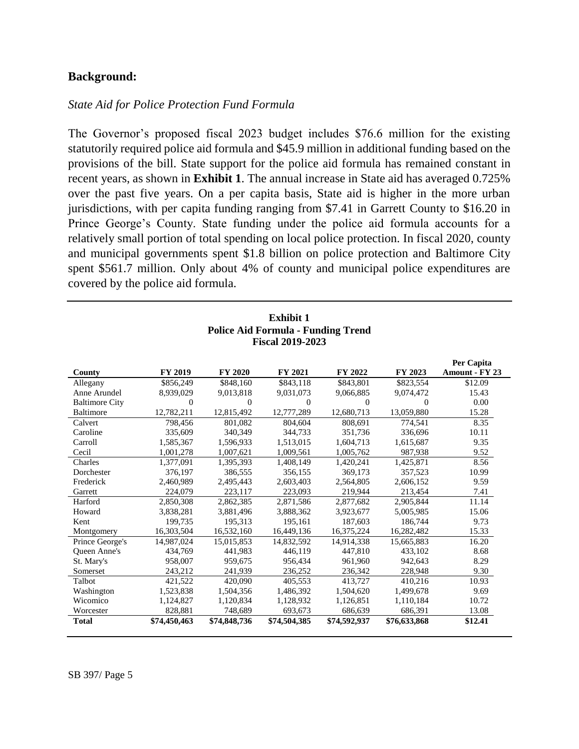**Background:**

*State Aid for Police Protection Fund Formula*

The Governor's proposed fiscal 2023 budget includes $76.6 million for the existing statutorily required police aid formula and $45.9 million in additional funding based on the provisions of the bill. State support for the police aid formula has remained constant in recent years, as shown in **Exhibit 1**. The annual increase in State aid has averaged 0.725% over the past five years. On a per capita basis, State aid is higher in the more urban jurisdictions, with per capita funding ranging from $7.41 in Garrett County to $16.20 in Prince George's County. State funding under the police aid formula accounts for a relatively small portion of total spending on local police protection. In fiscal 2020, county and municipal governments spent $1.8 billion on police protection and Baltimore City spent $561.7 million. Only about 4% of county and municipal police expenditures are covered by the police aid formula.

**Exhibit 1**
**Police Aid Formula - Funding Trend**
**Fiscal 2019-2023**

| County | FY 2019 | FY 2020 | FY 2021 | FY 2022 | FY 2023 | Per Capita Amount - FY 23 |
|---|---|---|---|---|---|---|
| Allegany | $856,249 | $848,160 | $843,118 | $843,801 | $823,554 | $12.09 |
| Anne Arundel | 8,939,029 | 9,013,818 | 9,031,073 | 9,066,885 | 9,074,472 | 15.43 |
| Baltimore City | 0 | 0 | 0 | 0 | 0 | 0.00 |
| Baltimore | 12,782,211 | 12,815,492 | 12,777,289 | 12,680,713 | 13,059,880 | 15.28 |
| Calvert | 798,456 | 801,082 | 804,604 | 808,691 | 774,541 | 8.35 |
| Caroline | 335,609 | 340,349 | 344,733 | 351,736 | 336,696 | 10.11 |
| Carroll | 1,585,367 | 1,596,933 | 1,513,015 | 1,604,713 | 1,615,687 | 9.35 |
| Cecil | 1,001,278 | 1,007,621 | 1,009,561 | 1,005,762 | 987,938 | 9.52 |
| Charles | 1,377,091 | 1,395,393 | 1,408,149 | 1,420,241 | 1,425,871 | 8.56 |
| Dorchester | 376,197 | 386,555 | 356,155 | 369,173 | 357,523 | 10.99 |
| Frederick | 2,460,989 | 2,495,443 | 2,603,403 | 2,564,805 | 2,606,152 | 9.59 |
| Garrett | 224,079 | 223,117 | 223,093 | 219,944 | 213,454 | 7.41 |
| Harford | 2,850,308 | 2,862,385 | 2,871,586 | 2,877,682 | 2,905,844 | 11.14 |
| Howard | 3,838,281 | 3,881,496 | 3,888,362 | 3,923,677 | 5,005,985 | 15.06 |
| Kent | 199,735 | 195,313 | 195,161 | 187,603 | 186,744 | 9.73 |
| Montgomery | 16,303,504 | 16,532,160 | 16,449,136 | 16,375,224 | 16,282,482 | 15.33 |
| Prince George's | 14,987,024 | 15,015,853 | 14,832,592 | 14,914,338 | 15,665,883 | 16.20 |
| Queen Anne's | 434,769 | 441,983 | 446,119 | 447,810 | 433,102 | 8.68 |
| St. Mary's | 958,007 | 959,675 | 956,434 | 961,960 | 942,643 | 8.29 |
| Somerset | 243,212 | 241,939 | 236,252 | 236,342 | 228,948 | 9.30 |
| Talbot | 421,522 | 420,090 | 405,553 | 413,727 | 410,216 | 10.93 |
| Washington | 1,523,838 | 1,504,356 | 1,486,392 | 1,504,620 | 1,499,678 | 9.69 |
| Wicomico | 1,124,827 | 1,120,834 | 1,128,932 | 1,126,851 | 1,110,184 | 10.72 |
| Worcester | 828,881 | 748,689 | 693,673 | 686,639 | 686,391 | 13.08 |
| **Total** | **$74,450,463** | **$74,848,736** | **$74,504,385** | **$74,592,937** | **$76,633,868** | **$12.41** |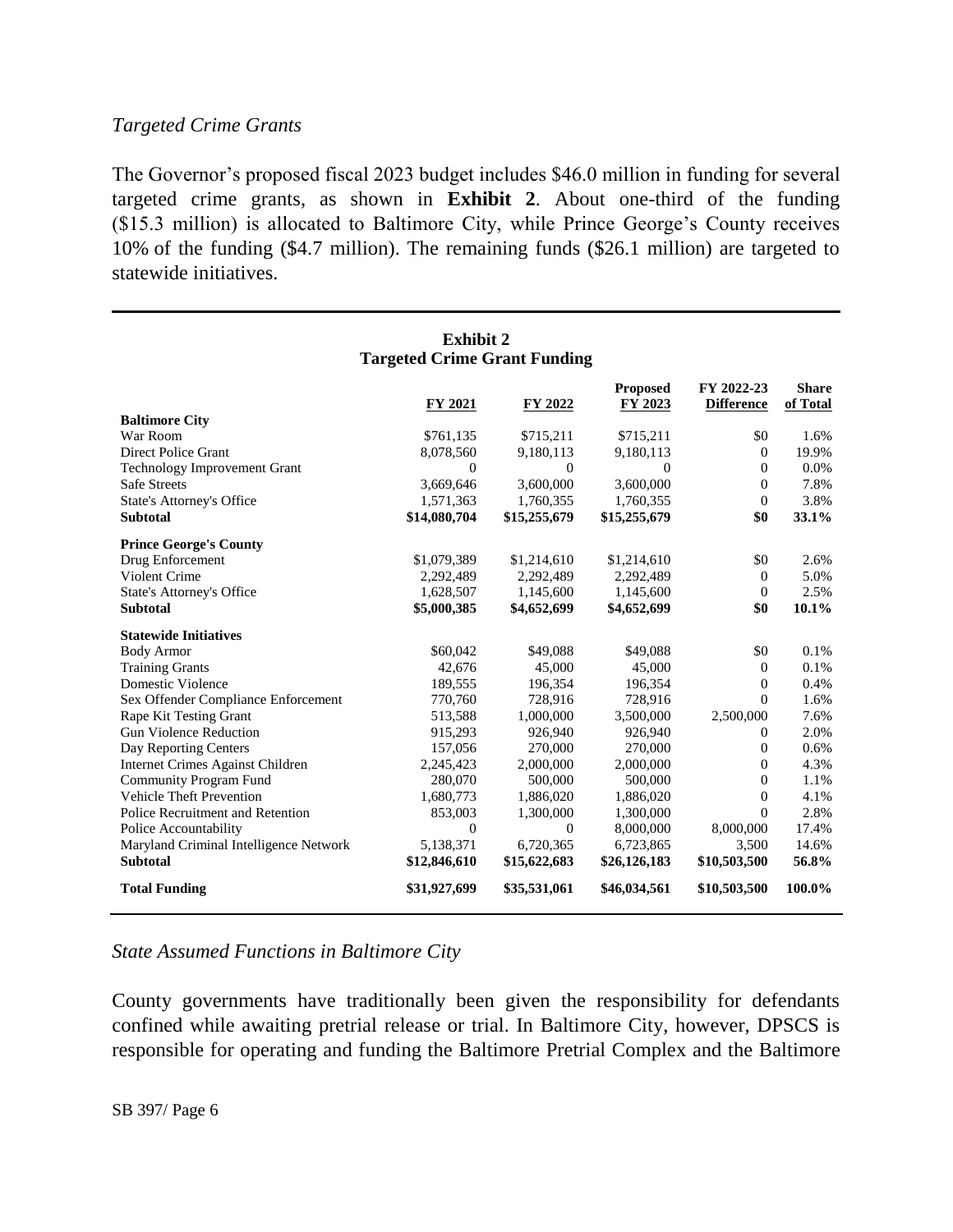*Targeted Crime Grants*

The Governor's proposed fiscal 2023 budget includes $46.0 million in funding for several targeted crime grants, as shown in **Exhibit 2**. About one-third of the funding ($15.3 million) is allocated to Baltimore City, while Prince George's County receives 10% of the funding ($4.7 million). The remaining funds ($26.1 million) are targeted to statewide initiatives.

**Exhibit 2**
**Targeted Crime Grant Funding**

| | FY 2021 | FY 2022 | Proposed FY 2023 | FY 2022-23 Difference | Share of Total |
|---|---|---|---|---|---|
| **Baltimore City** | | | | | |
| War Room | $761,135 | $715,211 | $715,211 | $0 | 1.6% |
| Direct Police Grant | 8,078,560 | 9,180,113 | 9,180,113 | 0 | 19.9% |
| Technology Improvement Grant | 0 | 0 | 0 | 0 | 0.0% |
| Safe Streets | 3,669,646 | 3,600,000 | 3,600,000 | 0 | 7.8% |
| State's Attorney's Office | 1,571,363 | 1,760,355 | 1,760,355 | 0 | 3.8% |
| **Subtotal** | **$14,080,704** | **$15,255,679** | **$15,255,679** | **$0** | **33.1%** |
| **Prince George's County** | | | | | |
| Drug Enforcement | $1,079,389 | $1,214,610 | $1,214,610 | $0 | 2.6% |
| Violent Crime | 2,292,489 | 2,292,489 | 2,292,489 | 0 | 5.0% |
| State's Attorney's Office | 1,628,507 | 1,145,600 | 1,145,600 | 0 | 2.5% |
| **Subtotal** | **$5,000,385** | **$4,652,699** | **$4,652,699** | **$0** | **10.1%** |
| **Statewide Initiatives** | | | | | |
| Body Armor | $60,042 | $49,088 | $49,088 | $0 | 0.1% |
| Training Grants | 42,676 | 45,000 | 45,000 | 0 | 0.1% |
| Domestic Violence | 189,555 | 196,354 | 196,354 | 0 | 0.4% |
| Sex Offender Compliance Enforcement | 770,760 | 728,916 | 728,916 | 0 | 1.6% |
| Rape Kit Testing Grant | 513,588 | 1,000,000 | 3,500,000 | 2,500,000 | 7.6% |
| Gun Violence Reduction | 915,293 | 926,940 | 926,940 | 0 | 2.0% |
| Day Reporting Centers | 157,056 | 270,000 | 270,000 | 0 | 0.6% |
| Internet Crimes Against Children | 2,245,423 | 2,000,000 | 2,000,000 | 0 | 4.3% |
| Community Program Fund | 280,070 | 500,000 | 500,000 | 0 | 1.1% |
| Vehicle Theft Prevention | 1,680,773 | 1,886,020 | 1,886,020 | 0 | 4.1% |
| Police Recruitment and Retention | 853,003 | 1,300,000 | 1,300,000 | 0 | 2.8% |
| Police Accountability | 0 | 0 | 8,000,000 | 8,000,000 | 17.4% |
| Maryland Criminal Intelligence Network | 5,138,371 | 6,720,365 | 6,723,865 | 3,500 | 14.6% |
| **Subtotal** | **$12,846,610** | **$15,622,683** | **$26,126,183** | **$10,503,500** | **56.8%** |
| **Total Funding** | **$31,927,699** | **$35,531,061** | **$46,034,561** | **$10,503,500** | **100.0%** |

*State Assumed Functions in Baltimore City*

County governments have traditionally been given the responsibility for defendants confined while awaiting pretrial release or trial. In Baltimore City, however, DPSCS is responsible for operating and funding the Baltimore Pretrial Complex and the Baltimore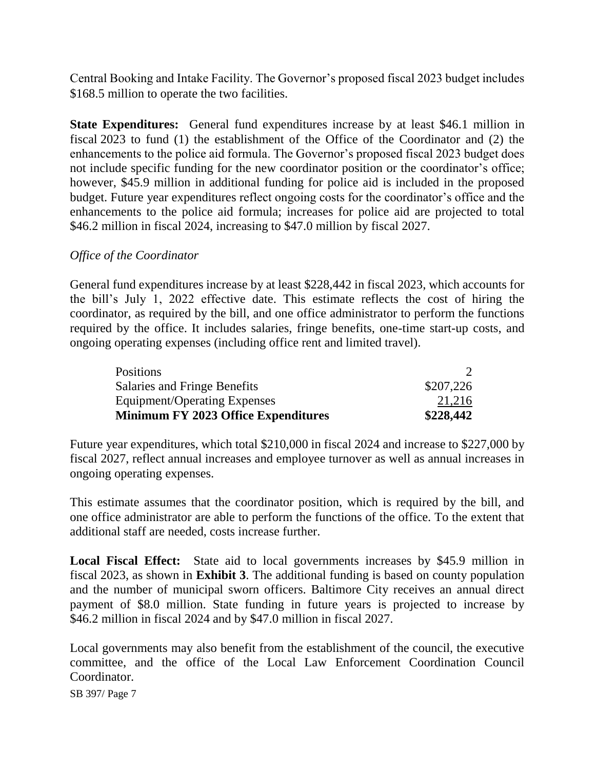Central Booking and Intake Facility. The Governor's proposed fiscal 2023 budget includes $168.5 million to operate the two facilities.

**State Expenditures:** General fund expenditures increase by at least $46.1 million in fiscal 2023 to fund (1) the establishment of the Office of the Coordinator and (2) the enhancements to the police aid formula. The Governor's proposed fiscal 2023 budget does not include specific funding for the new coordinator position or the coordinator's office; however, $45.9 million in additional funding for police aid is included in the proposed budget. Future year expenditures reflect ongoing costs for the coordinator's office and the enhancements to the police aid formula; increases for police aid are projected to total $46.2 million in fiscal 2024, increasing to $47.0 million by fiscal 2027.

*Office of the Coordinator*

General fund expenditures increase by at least $228,442 in fiscal 2023, which accounts for the bill's July 1, 2022 effective date. This estimate reflects the cost of hiring the coordinator, as required by the bill, and one office administrator to perform the functions required by the office. It includes salaries, fringe benefits, one-time start-up costs, and ongoing operating expenses (including office rent and limited travel).

| | |
|---|---:|
| Positions | 2 |
| Salaries and Fringe Benefits | $207,226 |
| Equipment/Operating Expenses | 21,216 |
| **Minimum FY 2023 Office Expenditures** | **$228,442** |

Future year expenditures, which total $210,000 in fiscal 2024 and increase to $227,000 by fiscal 2027, reflect annual increases and employee turnover as well as annual increases in ongoing operating expenses.

This estimate assumes that the coordinator position, which is required by the bill, and one office administrator are able to perform the functions of the office. To the extent that additional staff are needed, costs increase further.

**Local Fiscal Effect:** State aid to local governments increases by $45.9 million in fiscal 2023, as shown in **Exhibit 3**. The additional funding is based on county population and the number of municipal sworn officers. Baltimore City receives an annual direct payment of $8.0 million. State funding in future years is projected to increase by $46.2 million in fiscal 2024 and by $47.0 million in fiscal 2027.

Local governments may also benefit from the establishment of the council, the executive committee, and the office of the Local Law Enforcement Coordination Council Coordinator.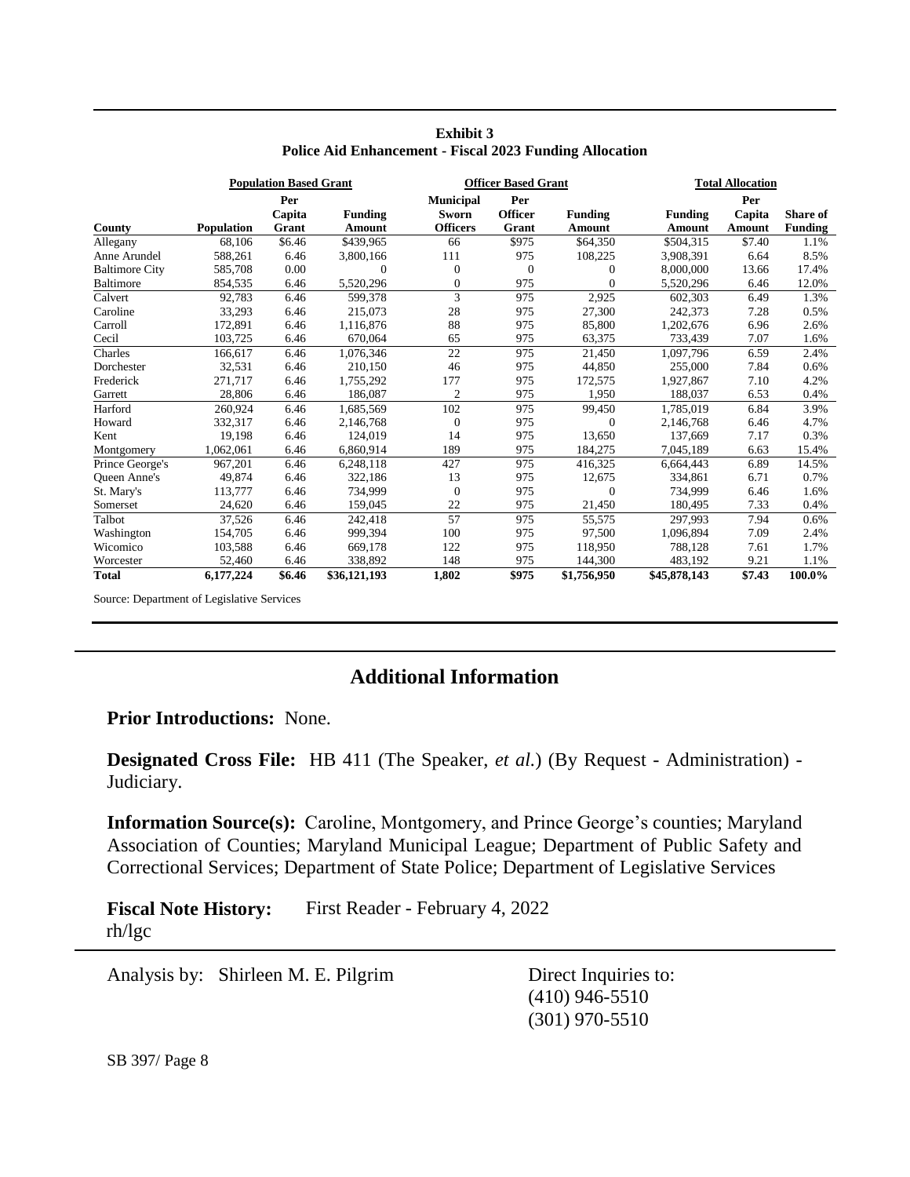**Exhibit 3**
**Police Aid Enhancement - Fiscal 2023 Funding Allocation**

| | Population Based Grant | | | Officer Based Grant | | | Total Allocation | | |
|---|---|---|---|---|---|---|---|---|---|
| **County** | **Population** | **Per Capita Grant** | **Funding Amount** | **Municipal Sworn Officers** | **Per Officer Grant** | **Funding Amount** | **Funding Amount** | **Per Capita Amount** | **Share of Funding** |
| Allegany | 68,106 | $6.46 | $439,965 | 66 | $975 | $64,350 | $504,315 | $7.40 | 1.1% |
| Anne Arundel | 588,261 | 6.46 | 3,800,166 | 111 | 975 | 108,225 | 3,908,391 | 6.64 | 8.5% |
| Baltimore City | 585,708 | 0.00 | 0 | 0 | 0 | 0 | 8,000,000 | 13.66 | 17.4% |
| Baltimore | 854,535 | 6.46 | 5,520,296 | 0 | 975 | 0 | 5,520,296 | 6.46 | 12.0% |
| Calvert | 92,783 | 6.46 | 599,378 | 3 | 975 | 2,925 | 602,303 | 6.49 | 1.3% |
| Caroline | 33,293 | 6.46 | 215,073 | 28 | 975 | 27,300 | 242,373 | 7.28 | 0.5% |
| Carroll | 172,891 | 6.46 | 1,116,876 | 88 | 975 | 85,800 | 1,202,676 | 6.96 | 2.6% |
| Cecil | 103,725 | 6.46 | 670,064 | 65 | 975 | 63,375 | 733,439 | 7.07 | 1.6% |
| Charles | 166,617 | 6.46 | 1,076,346 | 22 | 975 | 21,450 | 1,097,796 | 6.59 | 2.4% |
| Dorchester | 32,531 | 6.46 | 210,150 | 46 | 975 | 44,850 | 255,000 | 7.84 | 0.6% |
| Frederick | 271,717 | 6.46 | 1,755,292 | 177 | 975 | 172,575 | 1,927,867 | 7.10 | 4.2% |
| Garrett | 28,806 | 6.46 | 186,087 | 2 | 975 | 1,950 | 188,037 | 6.53 | 0.4% |
| Harford | 260,924 | 6.46 | 1,685,569 | 102 | 975 | 99,450 | 1,785,019 | 6.84 | 3.9% |
| Howard | 332,317 | 6.46 | 2,146,768 | 0 | 975 | 0 | 2,146,768 | 6.46 | 4.7% |
| Kent | 19,198 | 6.46 | 124,019 | 14 | 975 | 13,650 | 137,669 | 7.17 | 0.3% |
| Montgomery | 1,062,061 | 6.46 | 6,860,914 | 189 | 975 | 184,275 | 7,045,189 | 6.63 | 15.4% |
| Prince George's | 967,201 | 6.46 | 6,248,118 | 427 | 975 | 416,325 | 6,664,443 | 6.89 | 14.5% |
| Queen Anne's | 49,874 | 6.46 | 322,186 | 13 | 975 | 12,675 | 334,861 | 6.71 | 0.7% |
| St. Mary's | 113,777 | 6.46 | 734,999 | 0 | 975 | 0 | 734,999 | 6.46 | 1.6% |
| Somerset | 24,620 | 6.46 | 159,045 | 22 | 975 | 21,450 | 180,495 | 7.33 | 0.4% |
| Talbot | 37,526 | 6.46 | 242,418 | 57 | 975 | 55,575 | 297,993 | 7.94 | 0.6% |
| Washington | 154,705 | 6.46 | 999,394 | 100 | 975 | 97,500 | 1,096,894 | 7.09 | 2.4% |
| Wicomico | 103,588 | 6.46 | 669,178 | 122 | 975 | 118,950 | 788,128 | 7.61 | 1.7% |
| Worcester | 52,460 | 6.46 | 338,892 | 148 | 975 | 144,300 | 483,192 | 9.21 | 1.1% |
| **Total** | **6,177,224** | **$6.46** | **$36,121,193** | **1,802** | **$975** | **$1,756,950** | **$45,878,143** | **$7.43** | **100.0%** |

Source: Department of Legislative Services

## Additional Information

**Prior Introductions:** None.

**Designated Cross File:** HB 411 (The Speaker, *et al.*) (By Request - Administration) - Judiciary.

**Information Source(s):** Caroline, Montgomery, and Prince George's counties; Maryland Association of Counties; Maryland Municipal League; Department of Public Safety and Correctional Services; Department of State Police; Department of Legislative Services

**Fiscal Note History:** First Reader - February 4, 2022
rh/lgc

Analysis by: Shirleen M. E. Pilgrim

Direct Inquiries to:
(410) 946-5510
(301) 970-5510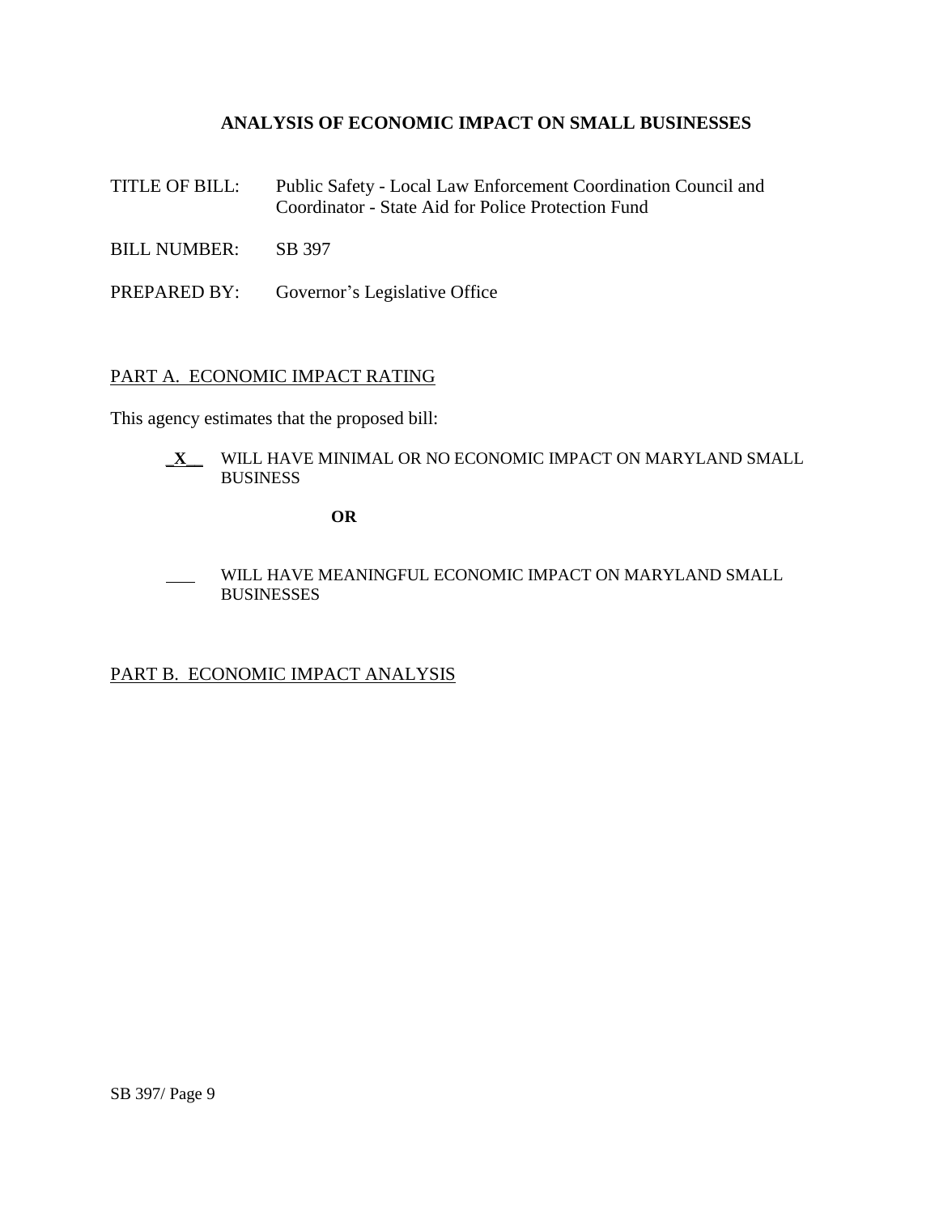## ANALYSIS OF ECONOMIC IMPACT ON SMALL BUSINESSES

TITLE OF BILL: Public Safety - Local Law Enforcement Coordination Council and Coordinator - State Aid for Police Protection Fund

BILL NUMBER: SB 397

PREPARED BY: Governor's Legislative Office

PART A. ECONOMIC IMPACT RATING

This agency estimates that the proposed bill:

**_X__** WILL HAVE MINIMAL OR NO ECONOMIC IMPACT ON MARYLAND SMALL BUSINESS

**OR**

___ WILL HAVE MEANINGFUL ECONOMIC IMPACT ON MARYLAND SMALL BUSINESSES

PART B. ECONOMIC IMPACT ANALYSIS